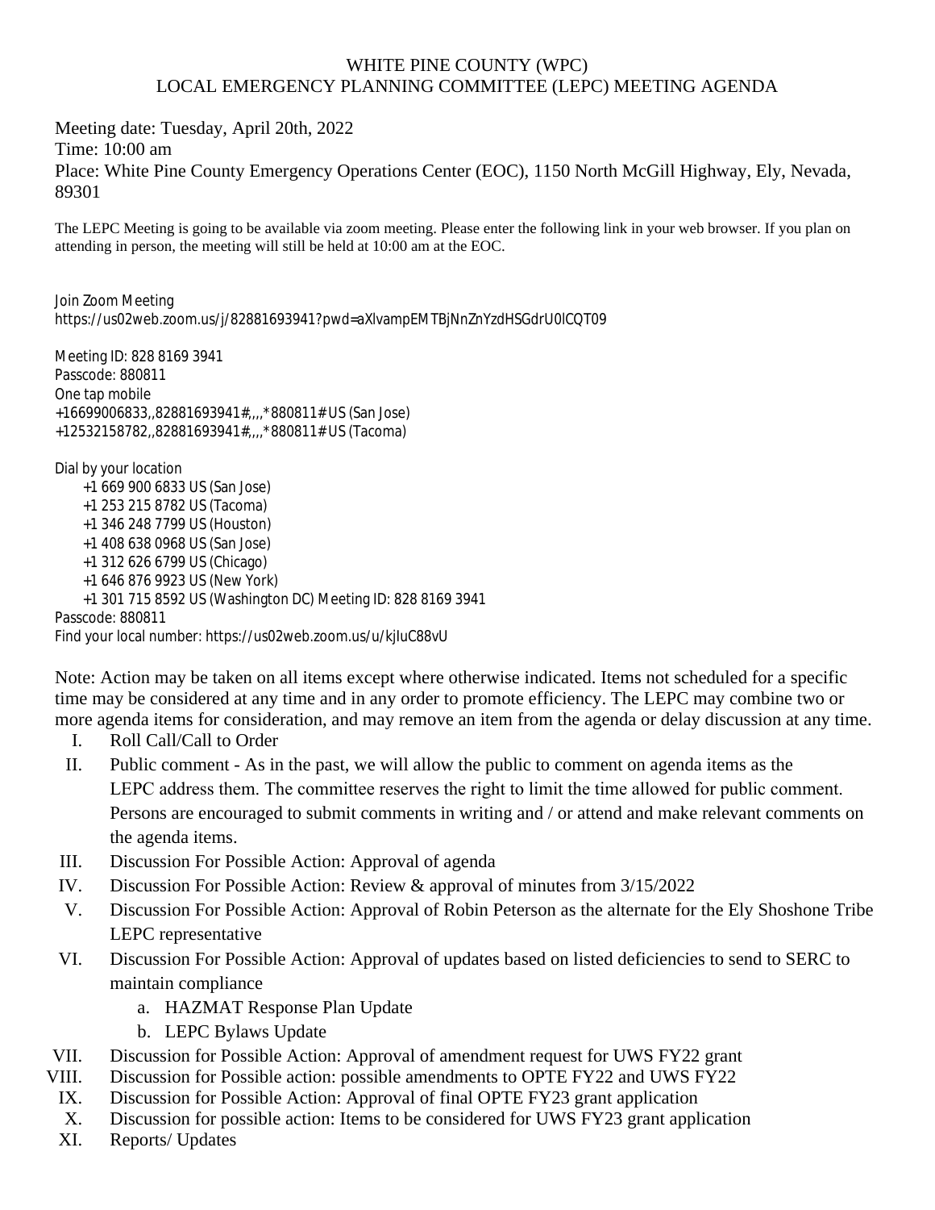# WHITE PINE COUNTY (WPC)
# LOCAL EMERGENCY PLANNING COMMITTEE (LEPC) MEETING AGENDA

Meeting date: Tuesday, April 20th, 2022
Time: 10:00 am
Place: White Pine County Emergency Operations Center (EOC), 1150 North McGill Highway, Ely, Nevada, 89301

The LEPC Meeting is going to be available via zoom meeting. Please enter the following link in your web browser. If you plan on attending in person, the meeting will still be held at 10:00 am at the EOC.

Join Zoom Meeting
https://us02web.zoom.us/j/82881693941?pwd=aXlvampEMTBjNnZnYzdHSGdrU0lCQT09

Meeting ID: 828 8169 3941
Passcode: 880811
One tap mobile
+16699006833,,82881693941#,,,,*880811# US (San Jose)
+12532158782,,82881693941#,,,,*880811# US (Tacoma)

Dial by your location
- +1 669 900 6833 US (San Jose)
- +1 253 215 8782 US (Tacoma)
- +1 346 248 7799 US (Houston)
- +1 408 638 0968 US (San Jose)
- +1 312 626 6799 US (Chicago)
- +1 646 876 9923 US (New York)
- +1 301 715 8592 US (Washington DC) Meeting ID: 828 8169 3941

Passcode: 880811
Find your local number: https://us02web.zoom.us/u/kjIuC88vU

Note: Action may be taken on all items except where otherwise indicated. Items not scheduled for a specific time may be considered at any time and in any order to promote efficiency. The LEPC may combine two or more agenda items for consideration, and may remove an item from the agenda or delay discussion at any time.

I. Roll Call/Call to Order

II. Public comment - As in the past, we will allow the public to comment on agenda items as the LEPC address them. The committee reserves the right to limit the time allowed for public comment. Persons are encouraged to submit comments in writing and / or attend and make relevant comments on the agenda items.

III. Discussion For Possible Action: Approval of agenda

IV. Discussion For Possible Action: Review & approval of minutes from 3/15/2022

V. Discussion For Possible Action: Approval of Robin Peterson as the alternate for the Ely Shoshone Tribe LEPC representative

VI. Discussion For Possible Action: Approval of updates based on listed deficiencies to send to SERC to maintain compliance
   a. HAZMAT Response Plan Update
   b. LEPC Bylaws Update

VII. Discussion for Possible Action: Approval of amendment request for UWS FY22 grant

VIII. Discussion for Possible action: possible amendments to OPTE FY22 and UWS FY22

IX. Discussion for Possible Action: Approval of final OPTE FY23 grant application

X. Discussion for possible action: Items to be considered for UWS FY23 grant application

XI. Reports/ Updates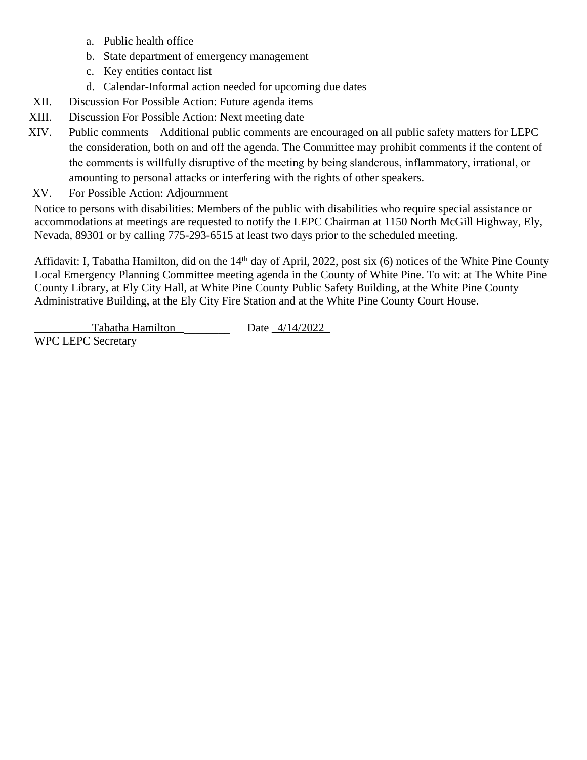a. Public health office
   b. State department of emergency management
   c. Key entities contact list
   d. Calendar-Informal action needed for upcoming due dates

XII. Discussion For Possible Action: Future agenda items

XIII. Discussion For Possible Action: Next meeting date

XIV. Public comments – Additional public comments are encouraged on all public safety matters for LEPC the consideration, both on and off the agenda. The Committee may prohibit comments if the content of the comments is willfully disruptive of the meeting by being slanderous, inflammatory, irrational, or amounting to personal attacks or interfering with the rights of other speakers.

XV. For Possible Action: Adjournment

Notice to persons with disabilities: Members of the public with disabilities who require special assistance or accommodations at meetings are requested to notify the LEPC Chairman at 1150 North McGill Highway, Ely, Nevada, 89301 or by calling 775-293-6515 at least two days prior to the scheduled meeting.

Affidavit: I, Tabatha Hamilton, did on the 14th day of April, 2022, post six (6) notices of the White Pine County Local Emergency Planning Committee meeting agenda in the County of White Pine. To wit: at The White Pine County Library, at Ely City Hall, at White Pine County Public Safety Building, at the White Pine County Administrative Building, at the Ely City Fire Station and at the White Pine County Court House.

Tabatha Hamilton        Date 4/14/2022
WPC LEPC Secretary